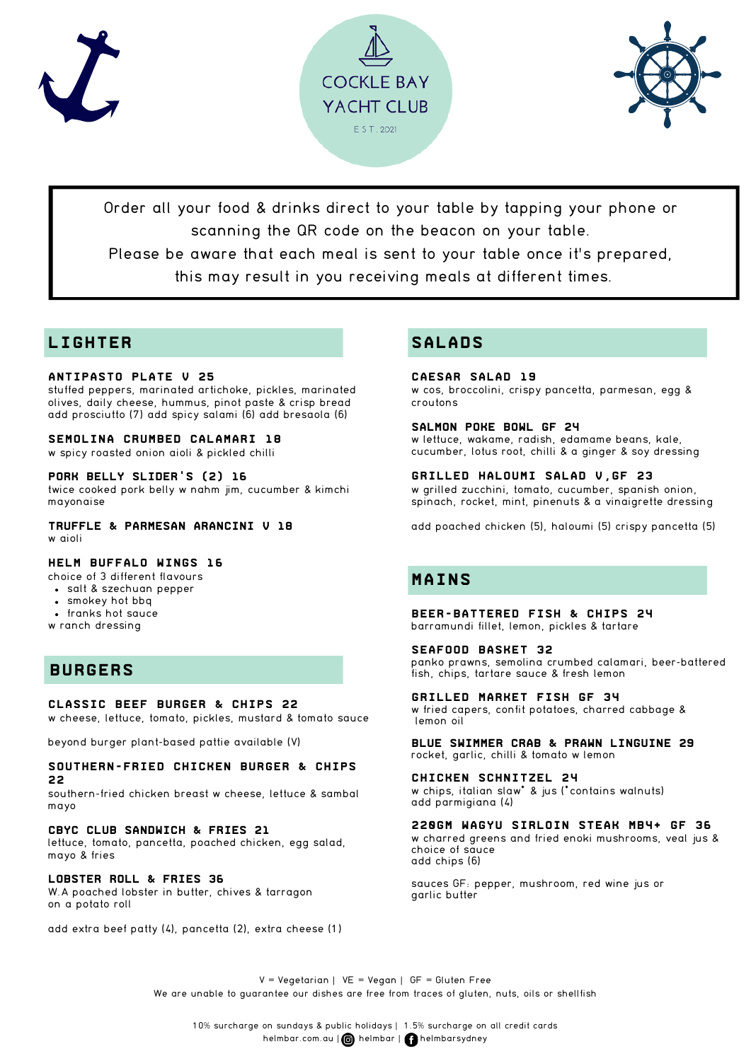# COCKLE BAY YACHT CLUB

EST. 2021

Order all your food & drinks direct to your table by tapping your phone or scanning the QR code on the beacon on your table.
Please be aware that each meal is sent to your table once it's prepared, this may result in you receiving meals at different times.

## LIGHTER

**ANTIPASTO PLATE V 25**
stuffed peppers, marinated artichoke, pickles, marinated olives, daily cheese, hummus, pinot paste & crisp bread
add prosciutto (7) add spicy salami (6) add bresaola (6)

**SEMOLINA CRUMBED CALAMARI 18**
w spicy roasted onion aioli & pickled chilli

**PORK BELLY SLIDER'S (2) 16**
twice cooked pork belly w nahm jim, cucumber & kimchi mayonaise

**TRUFFLE & PARMESAN ARANCINI V 18**
w aioli

**HELM BUFFALO WINGS 16**
choice of 3 different flavours
- salt & szechuan pepper
- smokey hot bbq
- franks hot sauce

w ranch dressing

## BURGERS

**CLASSIC BEEF BURGER & CHIPS 22**
w cheese, lettuce, tomato, pickles, mustard & tomato sauce

beyond burger plant-based pattie available (V)

**SOUTHERN-FRIED CHICKEN BURGER & CHIPS 22**
southern-fried chicken breast w cheese, lettuce & sambal mayo

**CBYC CLUB SANDWICH & FRIES 21**
lettuce, tomato, pancetta, poached chicken, egg salad, mayo & fries

**LOBSTER ROLL & FRIES 36**
W.A poached lobster in butter, chives & tarragon on a potato roll

add extra beef patty (4), pancetta (2), extra cheese (1)

## SALADS

**CAESAR SALAD 19**
w cos, broccolini, crispy pancetta, parmesan, egg & croutons

**SALMON POKE BOWL GF 24**
w lettuce, wakame, radish, edamame beans, kale, cucumber, lotus root, chilli & a ginger & soy dressing

**GRILLED HALOUMI SALAD V,GF 23**
w grilled zucchini, tomato, cucumber, spanish onion, spinach, rocket, mint, pinenuts & a vinaigrette dressing

add poached chicken (5), haloumi (5) crispy pancetta (5)

## MAINS

**BEER-BATTERED FISH & CHIPS 24**
barramundi fillet, lemon, pickles & tartare

**SEAFOOD BASKET 32**
panko prawns, semolina crumbed calamari, beer-battered fish, chips, tartare sauce & fresh lemon

**GRILLED MARKET FISH GF 34**
w fried capers, confit potatoes, charred cabbage & lemon oil

**BLUE SWIMMER CRAB & PRAWN LINGUINE 29**
rocket, garlic, chilli & tomato w lemon

**CHICKEN SCHNITZEL 24**
w chips, italian slaw* & jus (*contains walnuts)
add parmigiana (4)

**220GM WAGYU SIRLOIN STEAK MB4+ GF 36**
w charred greens and fried enoki mushrooms, veal jus & choice of sauce
add chips (6)

sauces GF: pepper, mushroom, red wine jus or garlic butter

V = Vegetarian | VE = Vegan | GF = Gluten Free
We are unable to guarantee our dishes are free from traces of gluten, nuts, oils or shellfish

10% surcharge on sundays & public holidays | 1.5% surcharge on all credit cards
helmbar.com.au | helmbar | helmbarsydney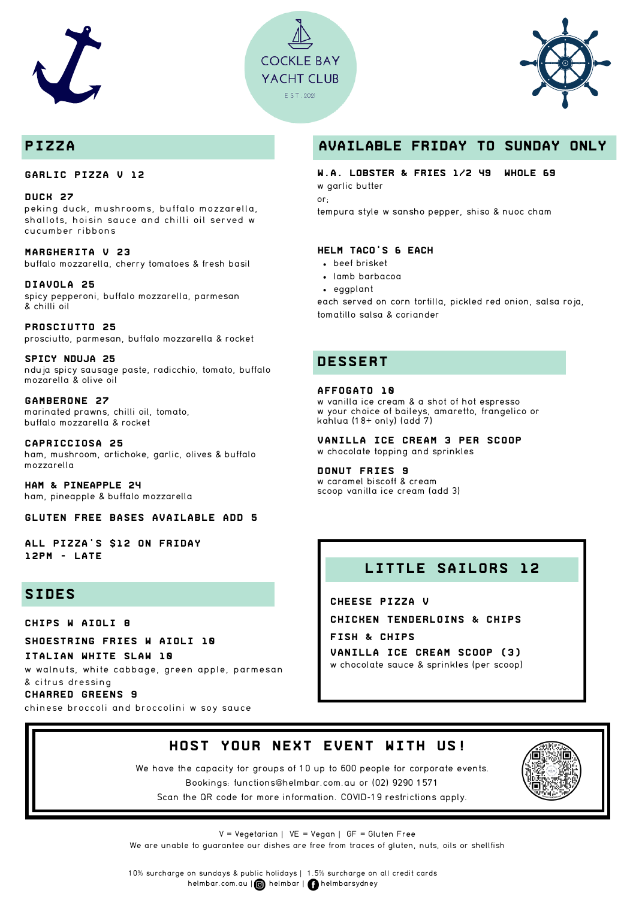COCKLE BAY YACHT CLUB

EST. 2021

## PIZZA

**GARLIC PIZZA V 12**

**DUCK 27**
peking duck, mushrooms, buffalo mozzarella, shallots, hoisin sauce and chilli oil served w cucumber ribbons

**MARGHERITA V 23**
buffalo mozzarella, cherry tomatoes & fresh basil

**DIAVOLA 25**
spicy pepperoni, buffalo mozzarella, parmesan & chilli oil

**PROSCIUTTO 25**
prosciutto, parmesan, buffalo mozzarella & rocket

**SPICY NDUJA 25**
nduja spicy sausage paste, radicchio, tomato, buffalo mozarella & olive oil

**GAMBERONE 27**
marinated prawns, chilli oil, tomato, buffalo mozzarella & rocket

**CAPRICCIOSA 25**
ham, mushroom, artichoke, garlic, olives & buffalo mozzarella

**HAM & PINEAPPLE 24**
ham, pineapple & buffalo mozzarella

**GLUTEN FREE BASES AVAILABLE ADD 5**

**ALL PIZZA'S $12 ON FRIDAY 12PM - LATE**

## SIDES

**CHIPS W AIOLI 8**

**SHOESTRING FRIES W AIOLI 10**

**ITALIAN WHITE SLAW 10**
w walnuts, white cabbage, green apple, parmesan & citrus dressing

**CHARRED GREENS 9**
chinese broccoli and broccolini w soy sauce

## AVAILABLE FRIDAY TO SUNDAY ONLY

**W.A. LOBSTER & FRIES 1/2 49 WHOLE 69**
w garlic butter
or;
tempura style w sansho pepper, shiso & nuoc cham

**HELM TACO'S 6 EACH**
- beef brisket
- lamb barbacoa
- eggplant

each served on corn tortilla, pickled red onion, salsa roja, tomatillo salsa & coriander

## DESSERT

**AFFOGATO 10**
w vanilla ice cream & a shot of hot espresso
w your choice of baileys, amaretto, frangelico or kahlua (18+ only) (add 7)

**VANILLA ICE CREAM 3 PER SCOOP**
w chocolate topping and sprinkles

**DONUT FRIES 9**
w caramel biscoff & cream
scoop vanilla ice cream (add 3)

## LITTLE SAILORS 12

**CHEESE PIZZA V**

**CHICKEN TENDERLOINS & CHIPS**

**FISH & CHIPS**

**VANILLA ICE CREAM SCOOP (3)**
w chocolate sauce & sprinkles (per scoop)

## HOST YOUR NEXT EVENT WITH US!

We have the capacity for groups of 10 up to 600 people for corporate events.
Bookings: functions@helmbar.com.au or (02) 9290 1571
Scan the QR code for more information. COVID-19 restrictions apply.

V = Vegetarian | VE = Vegan | GF = Gluten Free
We are unable to guarantee our dishes are free from traces of gluten, nuts, oils or shellfish

10% surcharge on sundays & public holidays | 1.5% surcharge on all credit cards
helmbar.com.au | helmbar | helmbarsydney